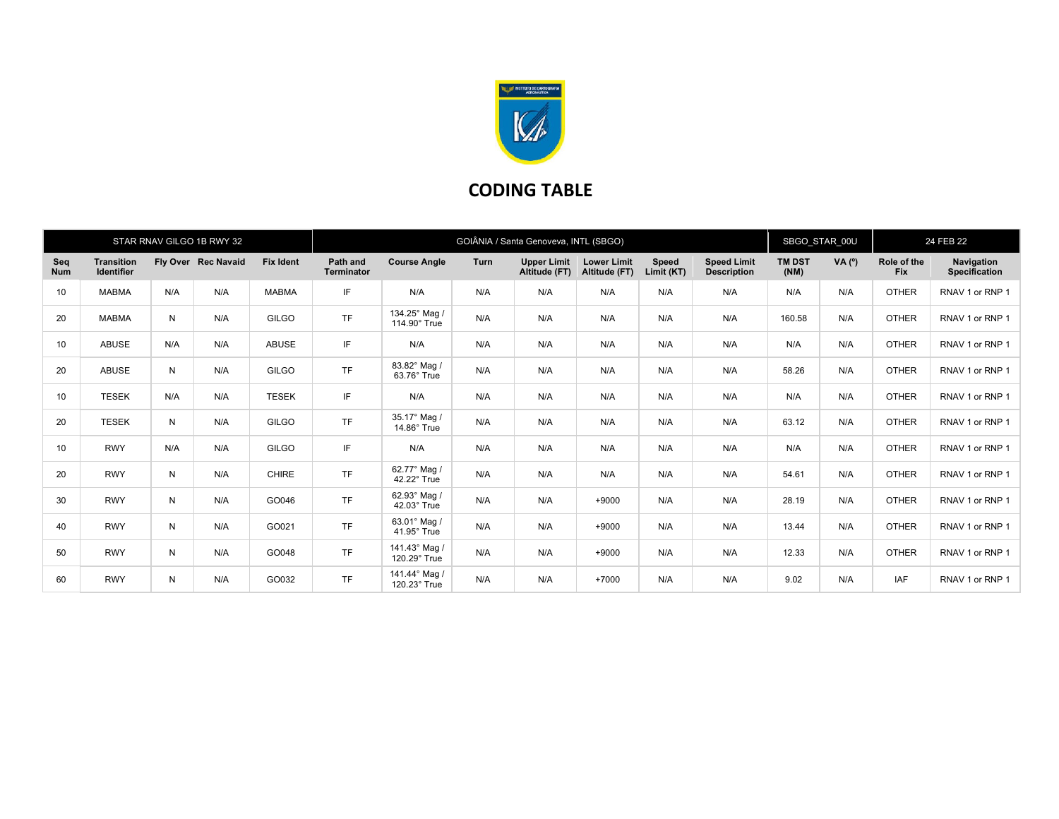# CODING TABLE

| STAR RNAV GILGO 1B RWY 32 | | | | GOIÂNIA / Santa Genoveva, INTL (SBGO) | | | | | | | SBGO_STAR_00U | | 24 FEB 22 | |
|---|---|---|---|---|---|---|---|---|---|---|---|---|---|---|
| **Seq Num** | **Transition Identifier** | **Fly Over** | **Rec Navaid** | **Fix Ident** | **Path and Terminator** | **Course Angle** | **Turn** | **Upper Limit Altitude (FT)** | **Lower Limit Altitude (FT)** | **Speed Limit (KT)** | **Speed Limit Description** | **TM DST (NM)** | **VA (º)** | **Role of the Fix** | **Navigation Specification** |
| 10 | MABMA | N/A | N/A | MABMA | IF | N/A | N/A | N/A | N/A | N/A | N/A | N/A | N/A | OTHER | RNAV 1 or RNP 1 |
| 20 | MABMA | N | N/A | GILGO | TF | 134.25° Mag / 114.90° True | N/A | N/A | N/A | N/A | N/A | 160.58 | N/A | OTHER | RNAV 1 or RNP 1 |
| 10 | ABUSE | N/A | N/A | ABUSE | IF | N/A | N/A | N/A | N/A | N/A | N/A | N/A | N/A | OTHER | RNAV 1 or RNP 1 |
| 20 | ABUSE | N | N/A | GILGO | TF | 83.82° Mag / 63.76° True | N/A | N/A | N/A | N/A | N/A | 58.26 | N/A | OTHER | RNAV 1 or RNP 1 |
| 10 | TESEK | N/A | N/A | TESEK | IF | N/A | N/A | N/A | N/A | N/A | N/A | N/A | N/A | OTHER | RNAV 1 or RNP 1 |
| 20 | TESEK | N | N/A | GILGO | TF | 35.17° Mag / 14.86° True | N/A | N/A | N/A | N/A | N/A | 63.12 | N/A | OTHER | RNAV 1 or RNP 1 |
| 10 | RWY | N/A | N/A | GILGO | IF | N/A | N/A | N/A | N/A | N/A | N/A | N/A | N/A | OTHER | RNAV 1 or RNP 1 |
| 20 | RWY | N | N/A | CHIRE | TF | 62.77° Mag / 42.22° True | N/A | N/A | N/A | N/A | N/A | 54.61 | N/A | OTHER | RNAV 1 or RNP 1 |
| 30 | RWY | N | N/A | GO046 | TF | 62.93° Mag / 42.03° True | N/A | N/A | +9000 | N/A | N/A | 28.19 | N/A | OTHER | RNAV 1 or RNP 1 |
| 40 | RWY | N | N/A | GO021 | TF | 63.01° Mag / 41.95° True | N/A | N/A | +9000 | N/A | N/A | 13.44 | N/A | OTHER | RNAV 1 or RNP 1 |
| 50 | RWY | N | N/A | GO048 | TF | 141.43° Mag / 120.29° True | N/A | N/A | +9000 | N/A | N/A | 12.33 | N/A | OTHER | RNAV 1 or RNP 1 |
| 60 | RWY | N | N/A | GO032 | TF | 141.44° Mag / 120.23° True | N/A | N/A | +7000 | N/A | N/A | 9.02 | N/A | IAF | RNAV 1 or RNP 1 |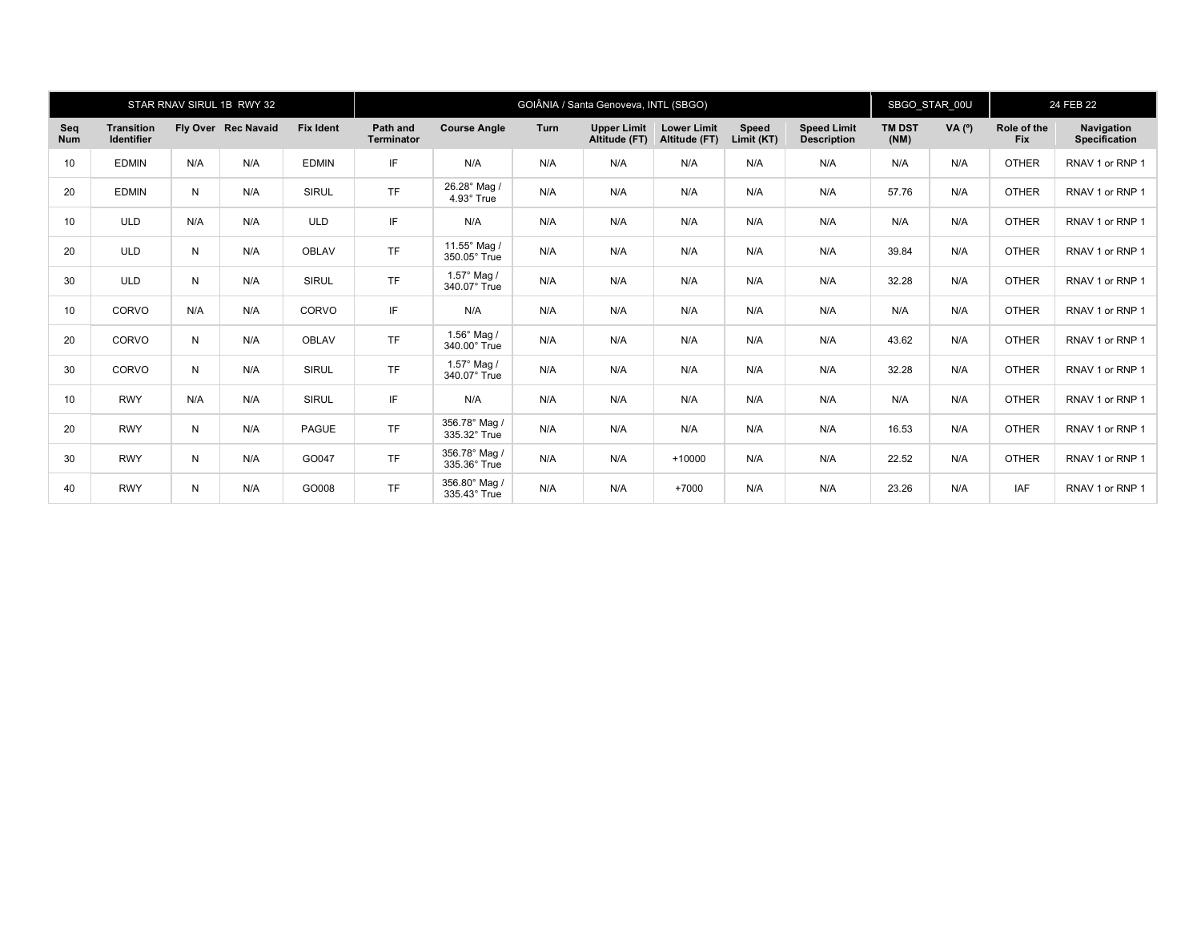| STAR RNAV SIRUL 1B RWY 32 | | | | | GOIÂNIA / Santa Genoveva, INTL (SBGO) | | | | | | | SBGO_STAR_00U | | 24 FEB 22 | |
|---|---|---|---|---|---|---|---|---|---|---|---|---|---|---|---|
| Seq Num | Transition Identifier | Fly Over | Rec Navaid | Fix Ident | Path and Terminator | Course Angle | Turn | Upper Limit Altitude (FT) | Lower Limit Altitude (FT) | Speed Limit (KT) | Speed Limit Description | TM DST (NM) | VA (º) | Role of the Fix | Navigation Specification |
| 10 | EDMIN | N/A | N/A | EDMIN | IF | N/A | N/A | N/A | N/A | N/A | N/A | N/A | N/A | OTHER | RNAV 1 or RNP 1 |
| 20 | EDMIN | N | N/A | SIRUL | TF | 26.28° Mag / 4.93° True | N/A | N/A | N/A | N/A | N/A | 57.76 | N/A | OTHER | RNAV 1 or RNP 1 |
| 10 | ULD | N/A | N/A | ULD | IF | N/A | N/A | N/A | N/A | N/A | N/A | N/A | N/A | OTHER | RNAV 1 or RNP 1 |
| 20 | ULD | N | N/A | OBLAV | TF | 11.55° Mag / 350.05° True | N/A | N/A | N/A | N/A | N/A | 39.84 | N/A | OTHER | RNAV 1 or RNP 1 |
| 30 | ULD | N | N/A | SIRUL | TF | 1.57° Mag / 340.07° True | N/A | N/A | N/A | N/A | N/A | 32.28 | N/A | OTHER | RNAV 1 or RNP 1 |
| 10 | CORVO | N/A | N/A | CORVO | IF | N/A | N/A | N/A | N/A | N/A | N/A | N/A | N/A | OTHER | RNAV 1 or RNP 1 |
| 20 | CORVO | N | N/A | OBLAV | TF | 1.56° Mag / 340.00° True | N/A | N/A | N/A | N/A | N/A | 43.62 | N/A | OTHER | RNAV 1 or RNP 1 |
| 30 | CORVO | N | N/A | SIRUL | TF | 1.57° Mag / 340.07° True | N/A | N/A | N/A | N/A | N/A | 32.28 | N/A | OTHER | RNAV 1 or RNP 1 |
| 10 | RWY | N/A | N/A | SIRUL | IF | N/A | N/A | N/A | N/A | N/A | N/A | N/A | N/A | OTHER | RNAV 1 or RNP 1 |
| 20 | RWY | N | N/A | PAGUE | TF | 356.78° Mag / 335.32° True | N/A | N/A | N/A | N/A | N/A | 16.53 | N/A | OTHER | RNAV 1 or RNP 1 |
| 30 | RWY | N | N/A | GO047 | TF | 356.78° Mag / 335.36° True | N/A | N/A | +10000 | N/A | N/A | 22.52 | N/A | OTHER | RNAV 1 or RNP 1 |
| 40 | RWY | N | N/A | GO008 | TF | 356.80° Mag / 335.43° True | N/A | N/A | +7000 | N/A | N/A | 23.26 | N/A | IAF | RNAV 1 or RNP 1 |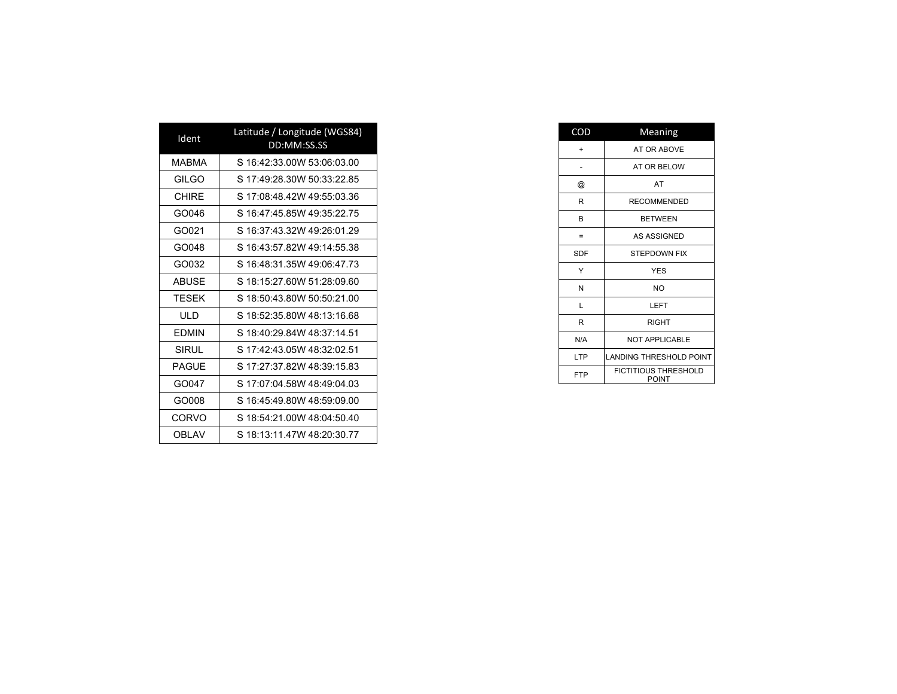| Ident | Latitude / Longitude (WGS84) DD:MM:SS.SS |
| --- | --- |
| MABMA | S 16:42:33.00W 53:06:03.00 |
| GILGO | S 17:49:28.30W 50:33:22.85 |
| CHIRE | S 17:08:48.42W 49:55:03.36 |
| GO046 | S 16:47:45.85W 49:35:22.75 |
| GO021 | S 16:37:43.32W 49:26:01.29 |
| GO048 | S 16:43:57.82W 49:14:55.38 |
| GO032 | S 16:48:31.35W 49:06:47.73 |
| ABUSE | S 18:15:27.60W 51:28:09.60 |
| TESEK | S 18:50:43.80W 50:50:21.00 |
| ULD | S 18:52:35.80W 48:13:16.68 |
| EDMIN | S 18:40:29.84W 48:37:14.51 |
| SIRUL | S 17:42:43.05W 48:32:02.51 |
| PAGUE | S 17:27:37.82W 48:39:15.83 |
| GO047 | S 17:07:04.58W 48:49:04.03 |
| GO008 | S 16:45:49.80W 48:59:09.00 |
| CORVO | S 18:54:21.00W 48:04:50.40 |
| OBLAV | S 18:13:11.47W 48:20:30.77 |

| COD | Meaning |
| --- | --- |
| + | AT OR ABOVE |
| - | AT OR BELOW |
| @ | AT |
| R | RECOMMENDED |
| B | BETWEEN |
| = | AS ASSIGNED |
| SDF | STEPDOWN FIX |
| Y | YES |
| N | NO |
| L | LEFT |
| R | RIGHT |
| N/A | NOT APPLICABLE |
| LTP | LANDING THRESHOLD POINT |
| FTP | FICTITIOUS THRESHOLD POINT |